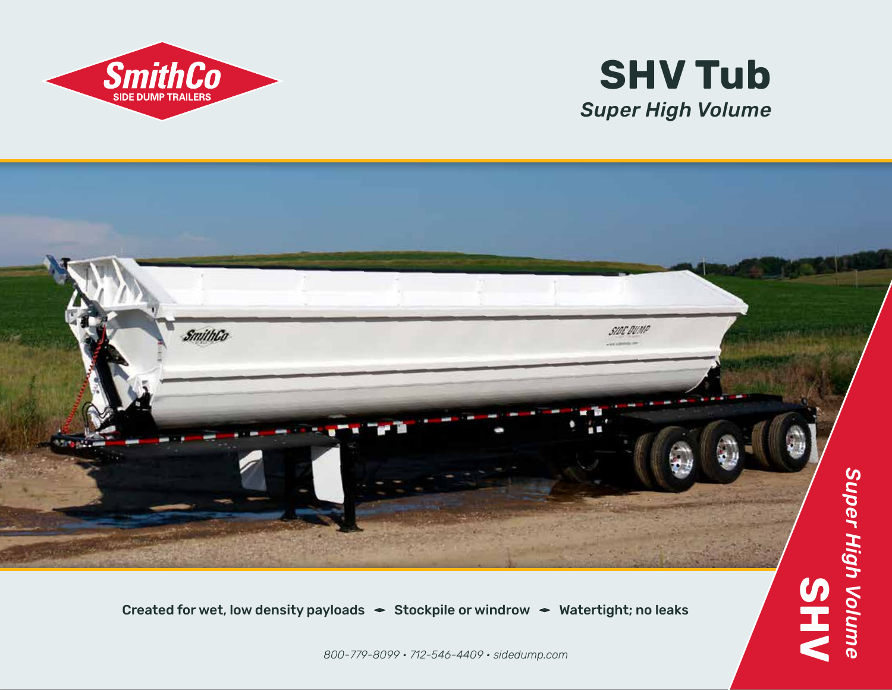SmithCo
SIDE DUMP TRAILERS

# SHV Tub

*Super High Volume*

Created for wet, low density payloads ◂▸ Stockpile or windrow ◂▸ Watertight; no leaks

*800-779-8099 • 712-546-4409 • sidedump.com*

**SHV** *Super High Volume*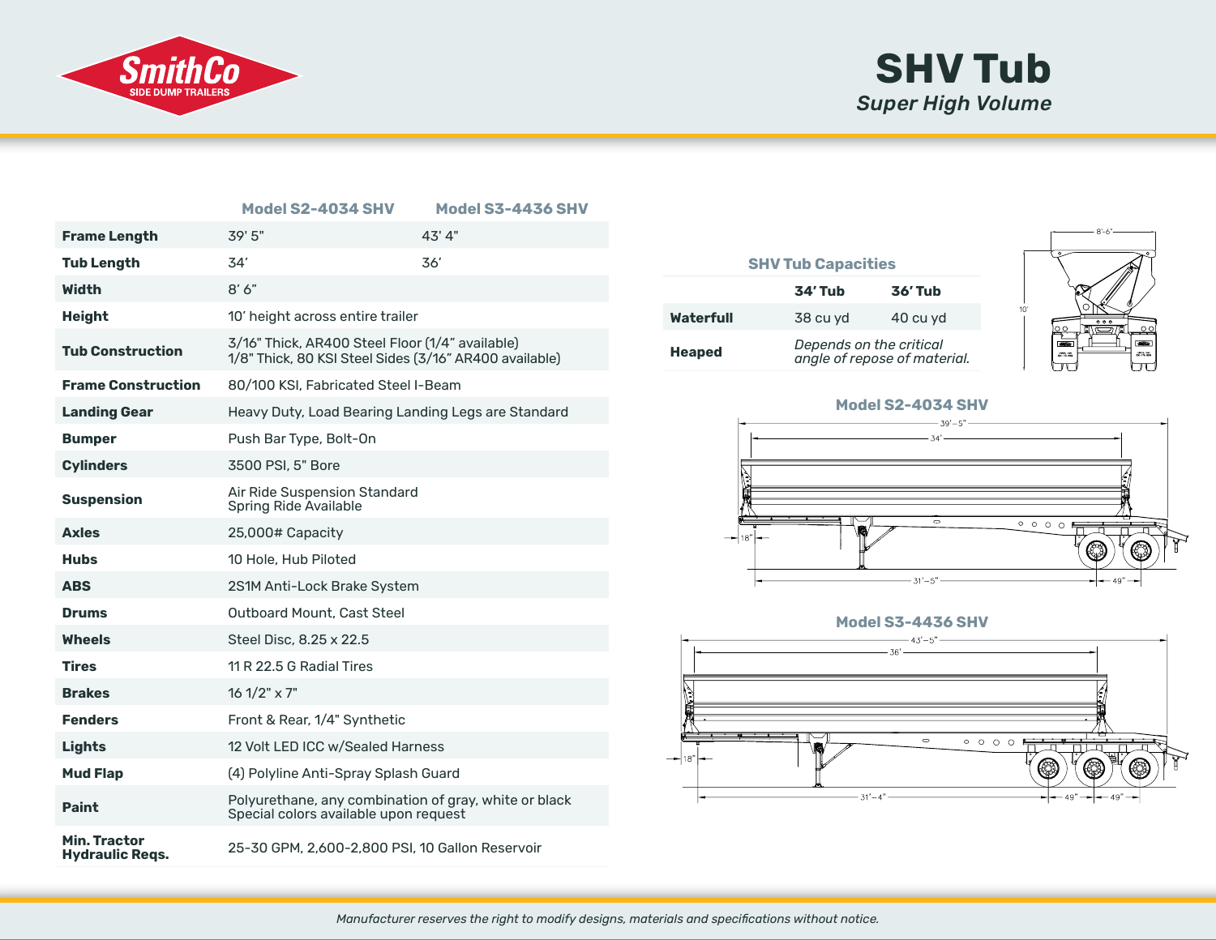# SHV Tub

*Super High Volume*

| | Model S2-4034 SHV | Model S3-4436 SHV |
|---|---|---|
| **Frame Length** | 39' 5" | 43' 4" |
| **Tub Length** | 34' | 36' |
| **Width** | 8' 6" | |
| **Height** | 10' height across entire trailer | |
| **Tub Construction** | 3/16" Thick, AR400 Steel Floor (1/4" available)<br>1/8" Thick, 80 KSI Steel Sides (3/16" AR400 available) | |
| **Frame Construction** | 80/100 KSI, Fabricated Steel I-Beam | |
| **Landing Gear** | Heavy Duty, Load Bearing Landing Legs are Standard | |
| **Bumper** | Push Bar Type, Bolt-On | |
| **Cylinders** | 3500 PSI, 5" Bore | |
| **Suspension** | Air Ride Suspension Standard<br>Spring Ride Available | |
| **Axles** | 25,000# Capacity | |
| **Hubs** | 10 Hole, Hub Piloted | |
| **ABS** | 2S1M Anti-Lock Brake System | |
| **Drums** | Outboard Mount, Cast Steel | |
| **Wheels** | Steel Disc, 8.25 x 22.5 | |
| **Tires** | 11 R 22.5 G Radial Tires | |
| **Brakes** | 16 1/2" x 7" | |
| **Fenders** | Front & Rear, 1/4" Synthetic | |
| **Lights** | 12 Volt LED ICC w/Sealed Harness | |
| **Mud Flap** | (4) Polyline Anti-Spray Splash Guard | |
| **Paint** | Polyurethane, any combination of gray, white or black<br>Special colors available upon request | |
| **Min. Tractor Hydraulic Reqs.** | 25-30 GPM, 2,600-2,800 PSI, 10 Gallon Reservoir | |

## SHV Tub Capacities

| | 34' Tub | 36' Tub |
|---|---|---|
| **Waterfull** | 38 cu yd | 40 cu yd |
| **Heaped** | *Depends on the critical angle of repose of material.* | |

8'-6"
10'

### Model S2-4034 SHV

39'-5"
34'
18"
31'-5"
49"

### Model S3-4436 SHV

43'-5"
36'
18"
31'-4"
49"
49"

*Manufacturer reserves the right to modify designs, materials and specifications without notice.*